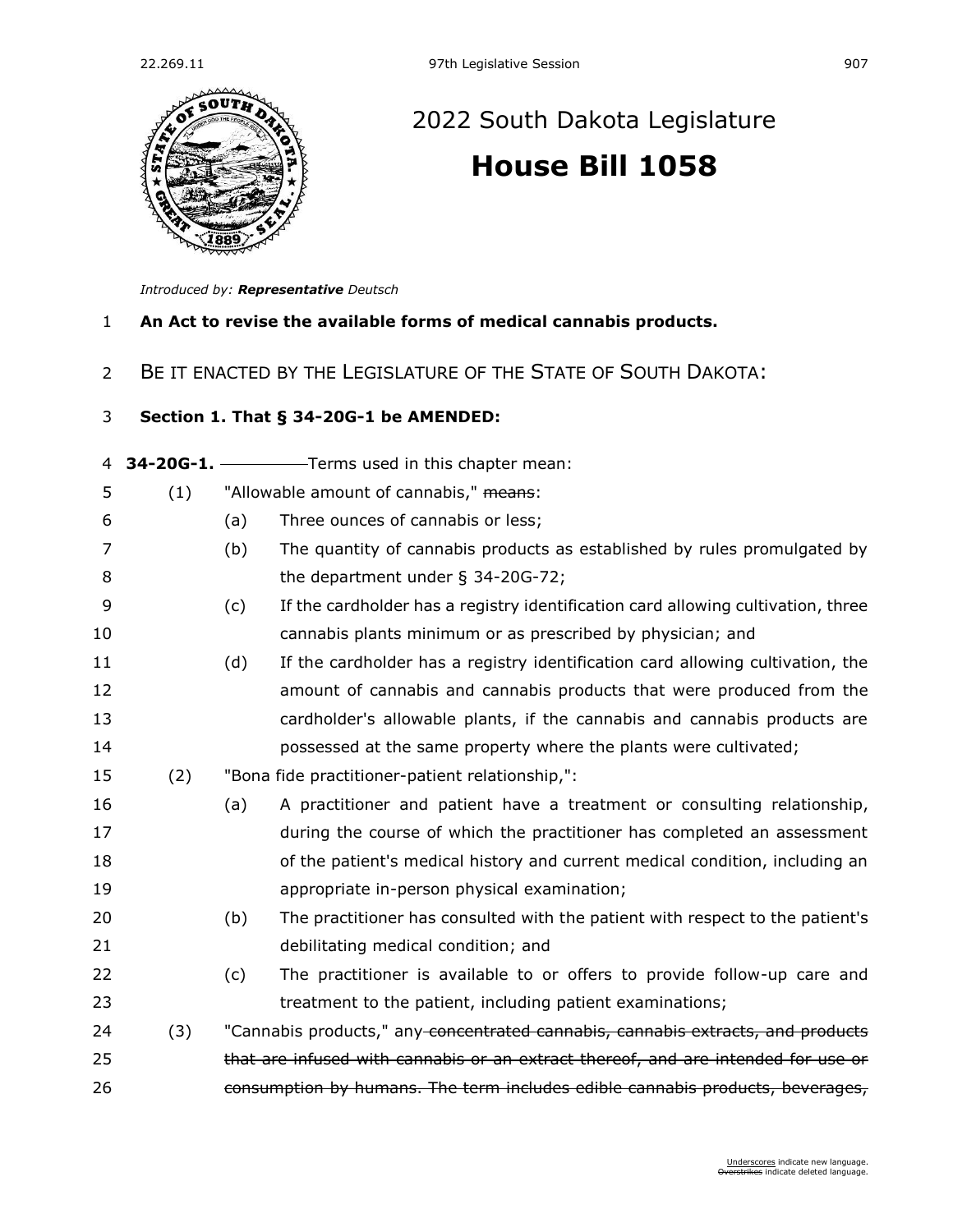# 2022 South Dakota Legislature

# House Bill 1058

*Introduced by:* ***Representative*** *Deutsch*

**An Act to revise the available forms of medical cannabis products.**

BE IT ENACTED BY THE LEGISLATURE OF THE STATE OF SOUTH DAKOTA:

**Section 1. That § 34-20G-1 be AMENDED:**

**34-20G-1.** Terms used in this chapter mean:

(1) "Allowable amount of cannabis," ~~means~~:

(a) Three ounces of cannabis or less;

(b) The quantity of cannabis products as established by rules promulgated by the department under § 34-20G-72;

(c) If the cardholder has a registry identification card allowing cultivation, three cannabis plants minimum or as prescribed by physician; and

(d) If the cardholder has a registry identification card allowing cultivation, the amount of cannabis and cannabis products that were produced from the cardholder's allowable plants, if the cannabis and cannabis products are possessed at the same property where the plants were cultivated;

(2) "Bona fide practitioner-patient relationship,":

(a) A practitioner and patient have a treatment or consulting relationship, during the course of which the practitioner has completed an assessment of the patient's medical history and current medical condition, including an appropriate in-person physical examination;

(b) The practitioner has consulted with the patient with respect to the patient's debilitating medical condition; and

(c) The practitioner is available to or offers to provide follow-up care and treatment to the patient, including patient examinations;

(3) "Cannabis products," any ~~concentrated cannabis, cannabis extracts, and products that are infused with cannabis or an extract thereof, and are intended for use or consumption by humans. The term includes edible cannabis products, beverages,~~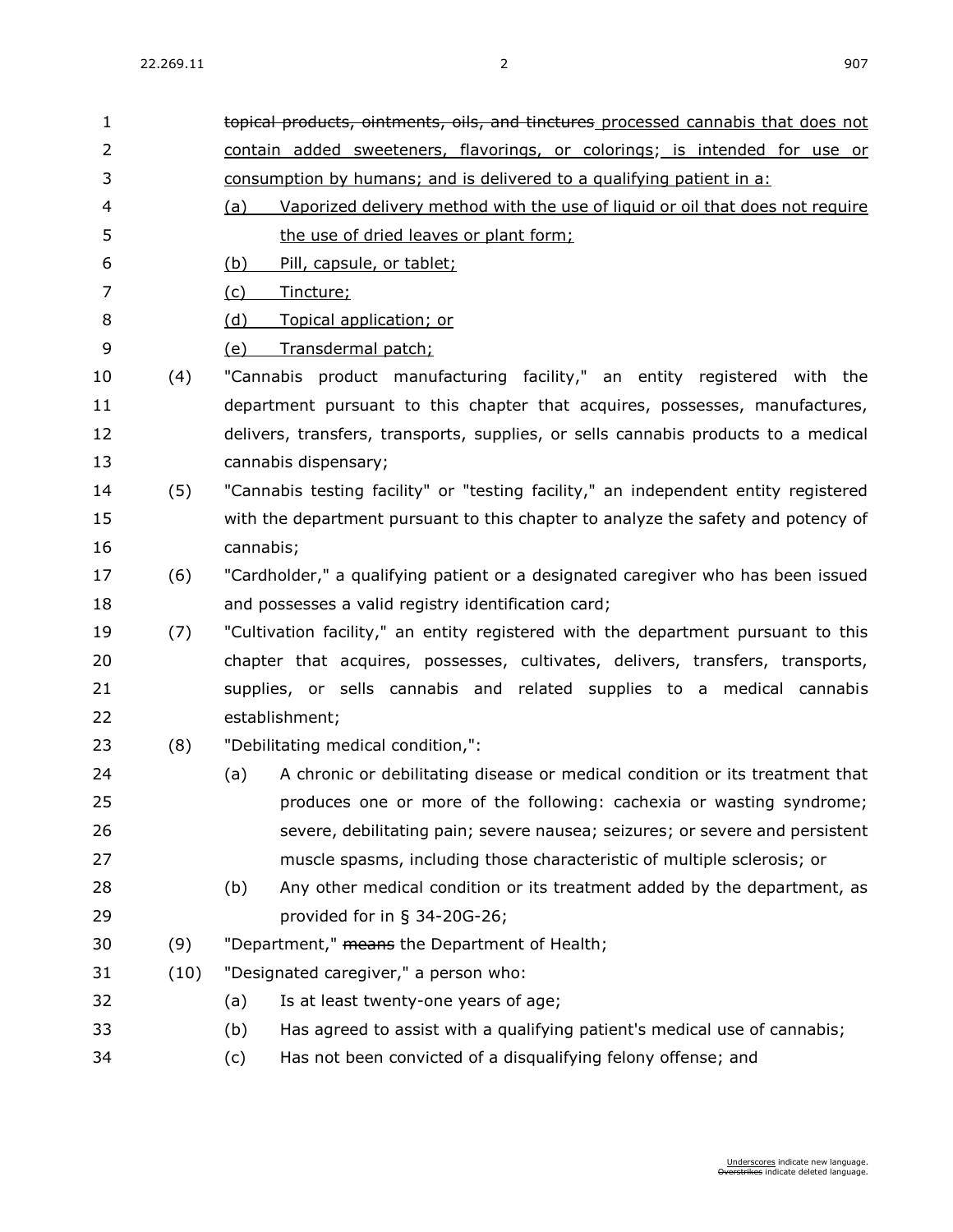~~topical products, ointments, oils, and tinctures~~ <u>processed cannabis that does not contain added sweeteners, flavorings, or colorings; is intended for use or consumption by humans; and is delivered to a qualifying patient in a:</u>

<u>(a) Vaporized delivery method with the use of liquid or oil that does not require the use of dried leaves or plant form;</u>

<u>(b) Pill, capsule, or tablet;</u>

<u>(c) Tincture;</u>

<u>(d) Topical application; or</u>

<u>(e) Transdermal patch;</u>

(4) "Cannabis product manufacturing facility," an entity registered with the department pursuant to this chapter that acquires, possesses, manufactures, delivers, transfers, transports, supplies, or sells cannabis products to a medical cannabis dispensary;

(5) "Cannabis testing facility" or "testing facility," an independent entity registered with the department pursuant to this chapter to analyze the safety and potency of cannabis;

(6) "Cardholder," a qualifying patient or a designated caregiver who has been issued and possesses a valid registry identification card;

(7) "Cultivation facility," an entity registered with the department pursuant to this chapter that acquires, possesses, cultivates, delivers, transfers, transports, supplies, or sells cannabis and related supplies to a medical cannabis establishment;

(8) "Debilitating medical condition,":

(a) A chronic or debilitating disease or medical condition or its treatment that produces one or more of the following: cachexia or wasting syndrome; severe, debilitating pain; severe nausea; seizures; or severe and persistent muscle spasms, including those characteristic of multiple sclerosis; or

(b) Any other medical condition or its treatment added by the department, as provided for in § 34-20G-26;

(9) "Department," ~~means~~ the Department of Health;

(10) "Designated caregiver," a person who:

(a) Is at least twenty-one years of age;

(b) Has agreed to assist with a qualifying patient's medical use of cannabis;

(c) Has not been convicted of a disqualifying felony offense; and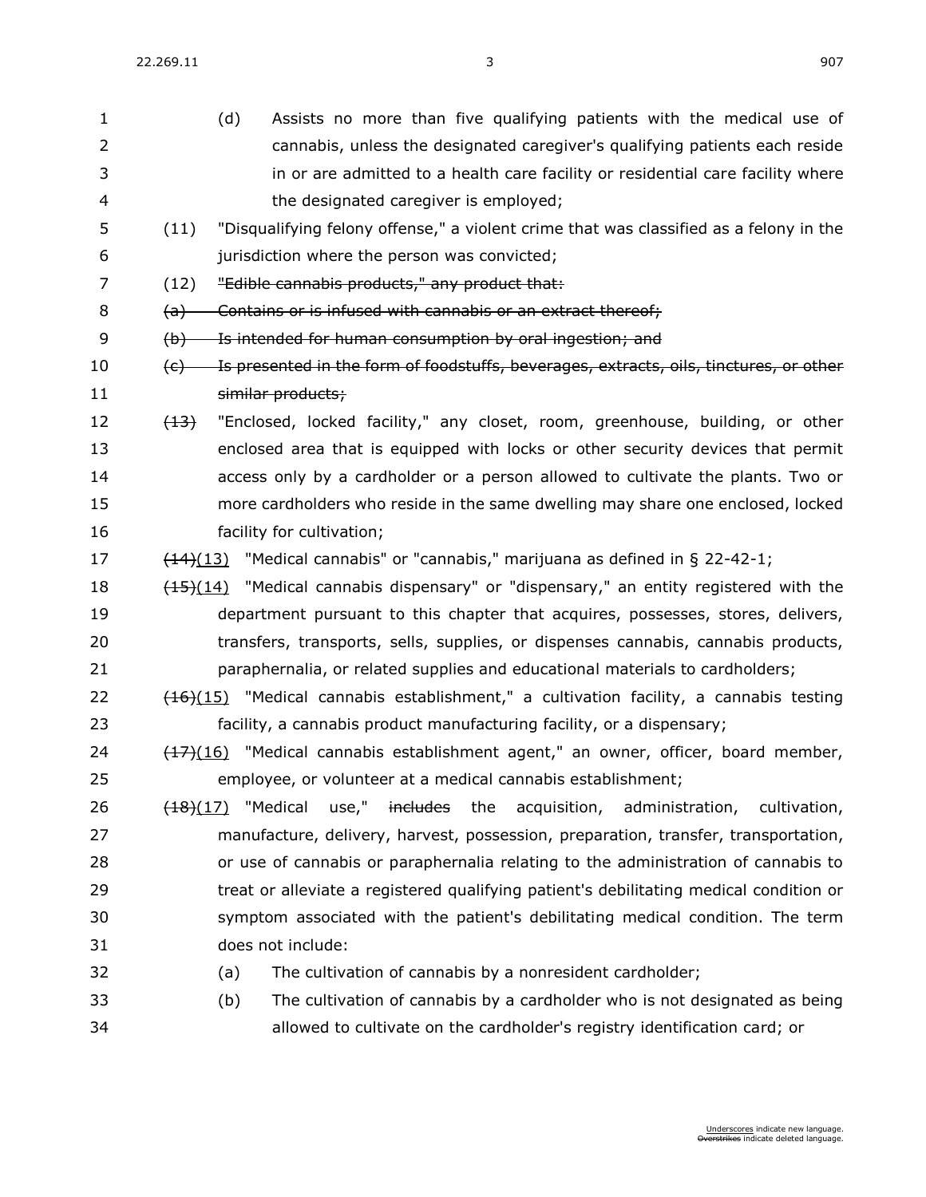(d) Assists no more than five qualifying patients with the medical use of cannabis, unless the designated caregiver's qualifying patients each reside in or are admitted to a health care facility or residential care facility where the designated caregiver is employed;

(11) "Disqualifying felony offense," a violent crime that was classified as a felony in the jurisdiction where the person was convicted;

(12) ~~"Edible cannabis products," any product that:~~

~~(a) Contains or is infused with cannabis or an extract thereof;~~

~~(b) Is intended for human consumption by oral ingestion; and~~

~~(c) Is presented in the form of foodstuffs, beverages, extracts, oils, tinctures, or other similar products;~~

~~(13)~~ "Enclosed, locked facility," any closet, room, greenhouse, building, or other enclosed area that is equipped with locks or other security devices that permit access only by a cardholder or a person allowed to cultivate the plants. Two or more cardholders who reside in the same dwelling may share one enclosed, locked facility for cultivation;

~~(14)~~(13) "Medical cannabis" or "cannabis," marijuana as defined in § 22-42-1;

~~(15)~~(14) "Medical cannabis dispensary" or "dispensary," an entity registered with the department pursuant to this chapter that acquires, possesses, stores, delivers, transfers, transports, sells, supplies, or dispenses cannabis, cannabis products, paraphernalia, or related supplies and educational materials to cardholders;

~~(16)~~(15) "Medical cannabis establishment," a cultivation facility, a cannabis testing facility, a cannabis product manufacturing facility, or a dispensary;

~~(17)~~(16) "Medical cannabis establishment agent," an owner, officer, board member, employee, or volunteer at a medical cannabis establishment;

~~(18)~~(17) "Medical use," ~~includes~~ the acquisition, administration, cultivation, manufacture, delivery, harvest, possession, preparation, transfer, transportation, or use of cannabis or paraphernalia relating to the administration of cannabis to treat or alleviate a registered qualifying patient's debilitating medical condition or symptom associated with the patient's debilitating medical condition. The term does not include:

(a) The cultivation of cannabis by a nonresident cardholder;

(b) The cultivation of cannabis by a cardholder who is not designated as being allowed to cultivate on the cardholder's registry identification card; or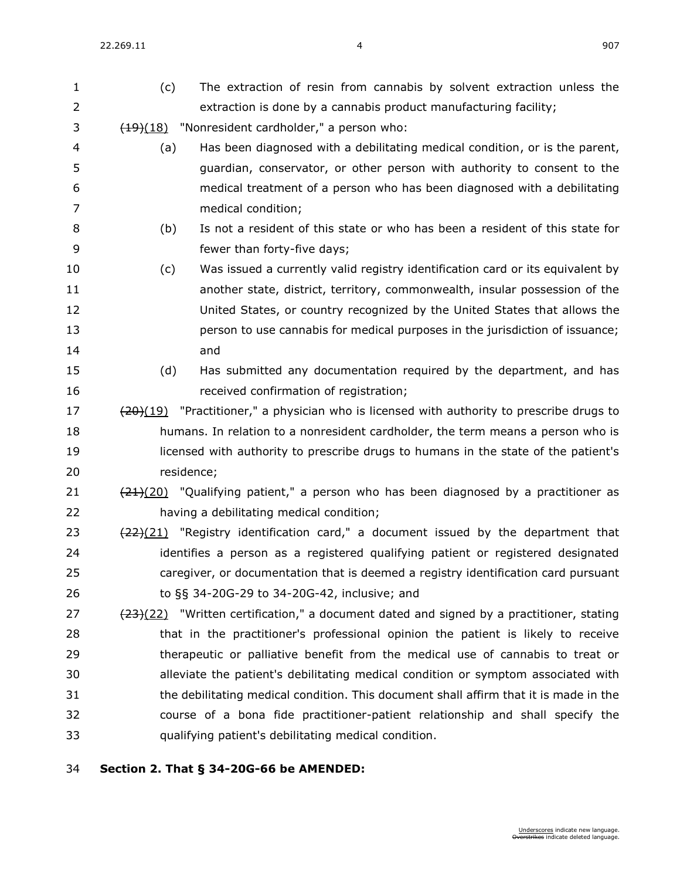(c) The extraction of resin from cannabis by solvent extraction unless the extraction is done by a cannabis product manufacturing facility;

~~(19)~~(18) "Nonresident cardholder," a person who:

(a) Has been diagnosed with a debilitating medical condition, or is the parent, guardian, conservator, or other person with authority to consent to the medical treatment of a person who has been diagnosed with a debilitating medical condition;

(b) Is not a resident of this state or who has been a resident of this state for fewer than forty-five days;

(c) Was issued a currently valid registry identification card or its equivalent by another state, district, territory, commonwealth, insular possession of the United States, or country recognized by the United States that allows the person to use cannabis for medical purposes in the jurisdiction of issuance; and

(d) Has submitted any documentation required by the department, and has received confirmation of registration;

~~(20)~~(19) "Practitioner," a physician who is licensed with authority to prescribe drugs to humans. In relation to a nonresident cardholder, the term means a person who is licensed with authority to prescribe drugs to humans in the state of the patient's residence;

~~(21)~~(20) "Qualifying patient," a person who has been diagnosed by a practitioner as having a debilitating medical condition;

~~(22)~~(21) "Registry identification card," a document issued by the department that identifies a person as a registered qualifying patient or registered designated caregiver, or documentation that is deemed a registry identification card pursuant to §§ 34-20G-29 to 34-20G-42, inclusive; and

~~(23)~~(22) "Written certification," a document dated and signed by a practitioner, stating that in the practitioner's professional opinion the patient is likely to receive therapeutic or palliative benefit from the medical use of cannabis to treat or alleviate the patient's debilitating medical condition or symptom associated with the debilitating medical condition. This document shall affirm that it is made in the course of a bona fide practitioner-patient relationship and shall specify the qualifying patient's debilitating medical condition.

**Section 2. That § 34-20G-66 be AMENDED:**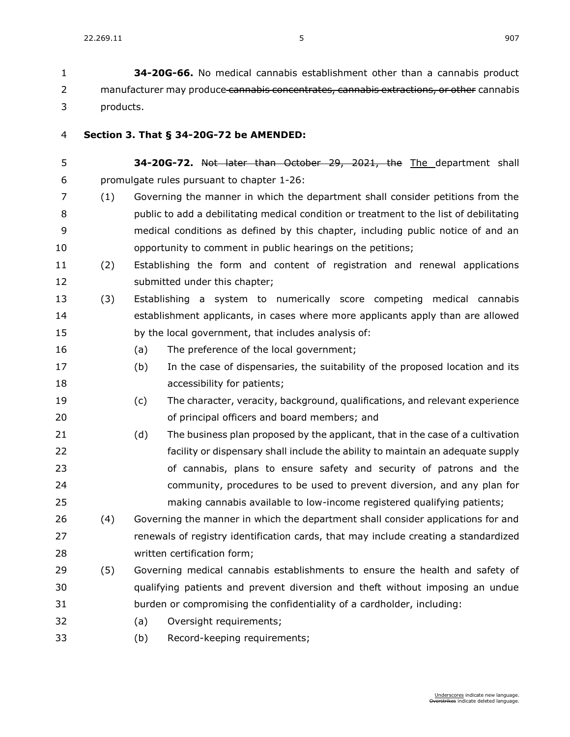**34-20G-66.** No medical cannabis establishment other than a cannabis product manufacturer may produce ~~cannabis concentrates, cannabis extractions, or other~~ cannabis products.

**Section 3. That § 34-20G-72 be AMENDED:**

**34-20G-72.** ~~Not later than October 29, 2021, the~~ <u>The</u> department shall promulgate rules pursuant to chapter 1-26:

(1) Governing the manner in which the department shall consider petitions from the public to add a debilitating medical condition or treatment to the list of debilitating medical conditions as defined by this chapter, including public notice of and an opportunity to comment in public hearings on the petitions;

(2) Establishing the form and content of registration and renewal applications submitted under this chapter;

(3) Establishing a system to numerically score competing medical cannabis establishment applicants, in cases where more applicants apply than are allowed by the local government, that includes analysis of:

(a) The preference of the local government;

(b) In the case of dispensaries, the suitability of the proposed location and its accessibility for patients;

(c) The character, veracity, background, qualifications, and relevant experience of principal officers and board members; and

(d) The business plan proposed by the applicant, that in the case of a cultivation facility or dispensary shall include the ability to maintain an adequate supply of cannabis, plans to ensure safety and security of patrons and the community, procedures to be used to prevent diversion, and any plan for making cannabis available to low-income registered qualifying patients;

(4) Governing the manner in which the department shall consider applications for and renewals of registry identification cards, that may include creating a standardized written certification form;

(5) Governing medical cannabis establishments to ensure the health and safety of qualifying patients and prevent diversion and theft without imposing an undue burden or compromising the confidentiality of a cardholder, including:

(a) Oversight requirements;

(b) Record-keeping requirements;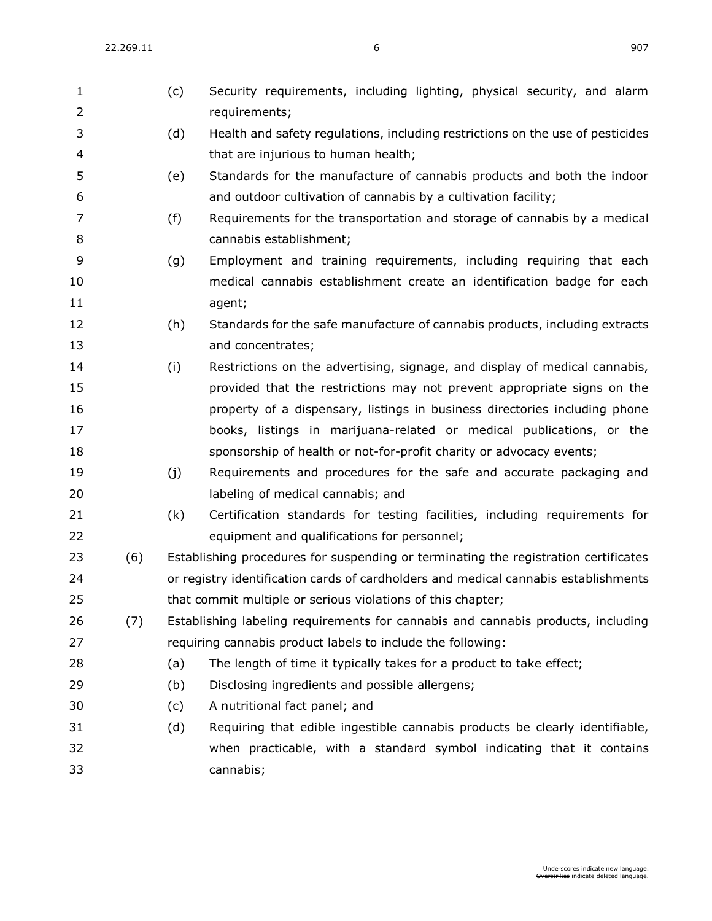(c) Security requirements, including lighting, physical security, and alarm requirements;

(d) Health and safety regulations, including restrictions on the use of pesticides that are injurious to human health;

(e) Standards for the manufacture of cannabis products and both the indoor and outdoor cultivation of cannabis by a cultivation facility;

(f) Requirements for the transportation and storage of cannabis by a medical cannabis establishment;

(g) Employment and training requirements, including requiring that each medical cannabis establishment create an identification badge for each agent;

(h) Standards for the safe manufacture of cannabis products~~, including extracts and concentrates~~;

(i) Restrictions on the advertising, signage, and display of medical cannabis, provided that the restrictions may not prevent appropriate signs on the property of a dispensary, listings in business directories including phone books, listings in marijuana-related or medical publications, or the sponsorship of health or not-for-profit charity or advocacy events;

(j) Requirements and procedures for the safe and accurate packaging and labeling of medical cannabis; and

(k) Certification standards for testing facilities, including requirements for equipment and qualifications for personnel;

(6) Establishing procedures for suspending or terminating the registration certificates or registry identification cards of cardholders and medical cannabis establishments that commit multiple or serious violations of this chapter;

(7) Establishing labeling requirements for cannabis and cannabis products, including requiring cannabis product labels to include the following:

(a) The length of time it typically takes for a product to take effect;

(b) Disclosing ingredients and possible allergens;

(c) A nutritional fact panel; and

(d) Requiring that ~~edible~~ <u>ingestible</u> cannabis products be clearly identifiable, when practicable, with a standard symbol indicating that it contains cannabis;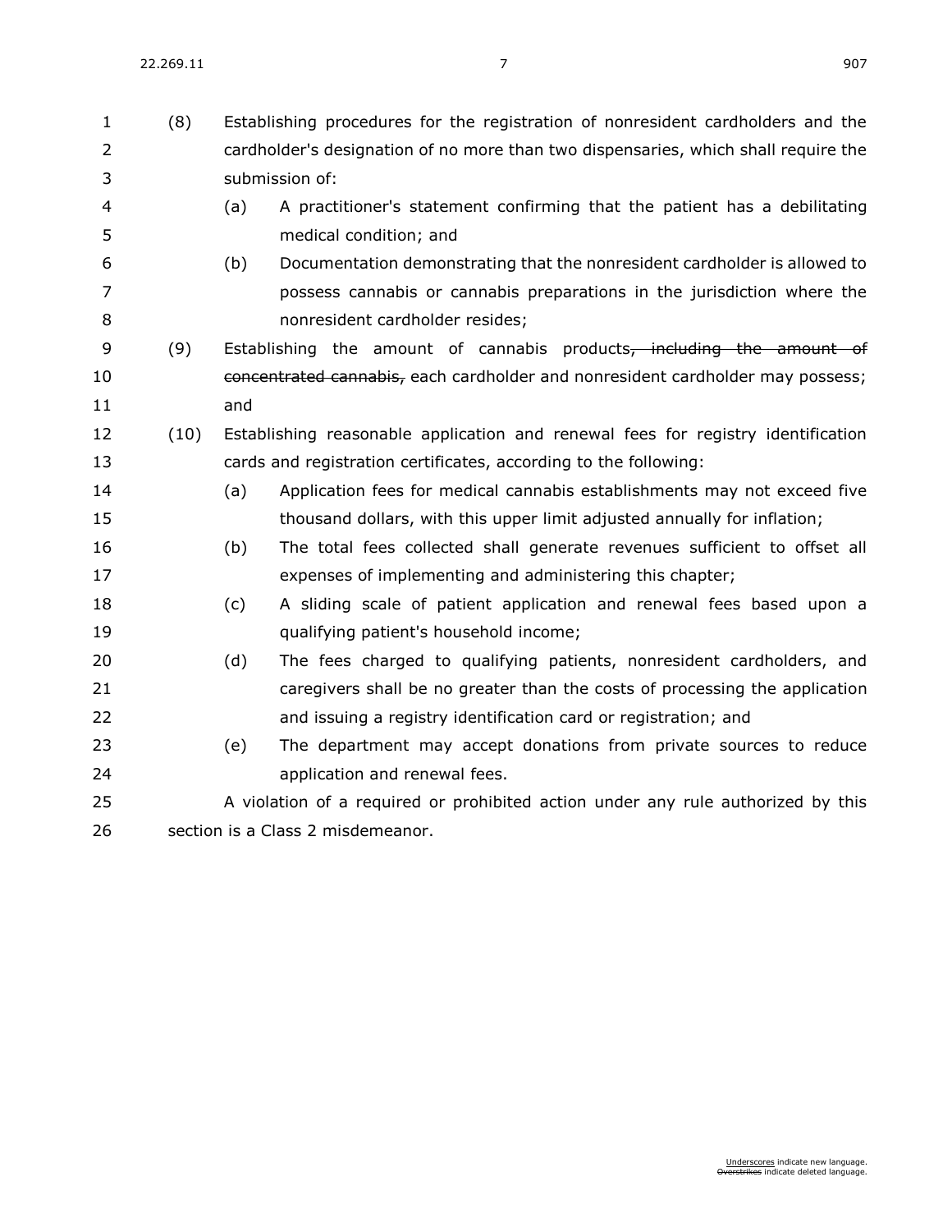(8) Establishing procedures for the registration of nonresident cardholders and the cardholder's designation of no more than two dispensaries, which shall require the submission of:

(a) A practitioner's statement confirming that the patient has a debilitating medical condition; and

(b) Documentation demonstrating that the nonresident cardholder is allowed to possess cannabis or cannabis preparations in the jurisdiction where the nonresident cardholder resides;

(9) Establishing the amount of cannabis products~~, including the amount of concentrated cannabis,~~ each cardholder and nonresident cardholder may possess; and

(10) Establishing reasonable application and renewal fees for registry identification cards and registration certificates, according to the following:

(a) Application fees for medical cannabis establishments may not exceed five thousand dollars, with this upper limit adjusted annually for inflation;

(b) The total fees collected shall generate revenues sufficient to offset all expenses of implementing and administering this chapter;

(c) A sliding scale of patient application and renewal fees based upon a qualifying patient's household income;

(d) The fees charged to qualifying patients, nonresident cardholders, and caregivers shall be no greater than the costs of processing the application and issuing a registry identification card or registration; and

(e) The department may accept donations from private sources to reduce application and renewal fees.

A violation of a required or prohibited action under any rule authorized by this section is a Class 2 misdemeanor.